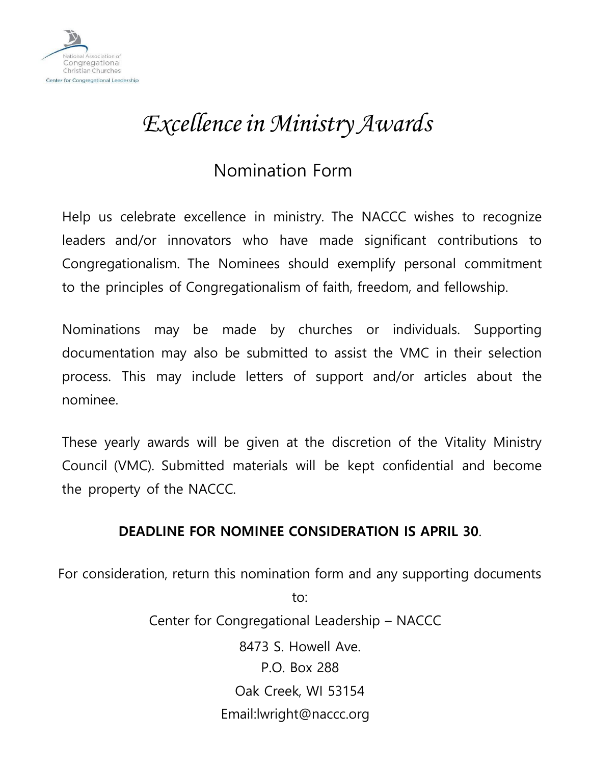National Association of Congregational Christian Churches

Center for Congregational Leadership

# *Excellence in Ministry Awards*

## Nomination Form

Help us celebrate excellence in ministry. The NACCC wishes to recognize leaders and/or innovators who have made significant contributions to Congregationalism. The Nominees should exemplify personal commitment to the principles of Congregationalism of faith, freedom, and fellowship.

Nominations may be made by churches or individuals. Supporting documentation may also be submitted to assist the VMC in their selection process. This may include letters of support and/or articles about the nominee.

These yearly awards will be given at the discretion of the Vitality Ministry Council (VMC). Submitted materials will be kept confidential and become the property of the NACCC.

**DEADLINE FOR NOMINEE CONSIDERATION IS APRIL 30**.

For consideration, return this nomination form and any supporting documents to:

Center for Congregational Leadership – NACCC

8473 S. Howell Ave.

P.O. Box 288

Oak Creek, WI 53154

Email:lwright@naccc.org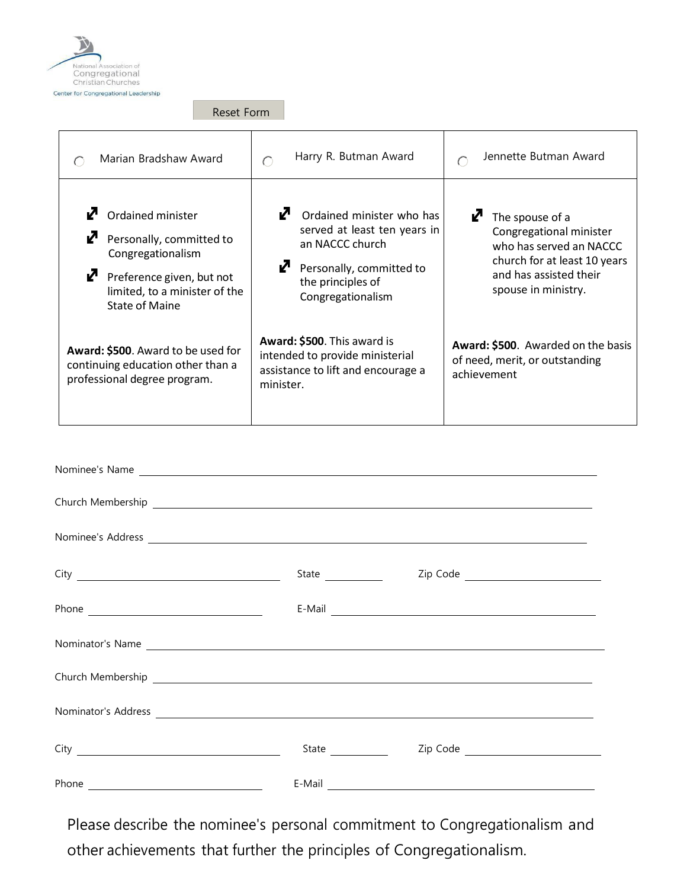National Association of Congregational Christian Churches

Center for Congregational Leadership

Reset Form

| ○ Marian Bradshaw Award | ○ Harry R. Butman Award | ○ Jennette Butman Award |
|---|---|---|
| - Ordained minister<br>- Personally, committed to Congregationalism<br>- Preference given, but not limited, to a minister of the State of Maine<br><br>**Award: $500**. Award to be used for continuing education other than a professional degree program. | - Ordained minister who has served at least ten years in an NACCC church<br>- Personally, committed to the principles of Congregationalism<br><br>**Award: $500**. This award is intended to provide ministerial assistance to lift and encourage a minister. | - The spouse of a Congregational minister who has served an NACCC church for at least 10 years and has assisted their spouse in ministry.<br><br>**Award: $500**. Awarded on the basis of need, merit, or outstanding achievement |

Nominee's Name \_\_\_\_\_\_\_\_\_\_\_\_\_\_\_\_\_\_\_\_\_\_\_\_\_\_\_\_\_\_

Church Membership \_\_\_\_\_\_\_\_\_\_\_\_\_\_\_\_\_\_\_\_\_\_\_\_\_\_\_\_\_\_

Nominee's Address \_\_\_\_\_\_\_\_\_\_\_\_\_\_\_\_\_\_\_\_\_\_\_\_\_\_\_\_\_\_

City \_\_\_\_\_\_\_\_\_\_\_\_\_\_\_ State \_\_\_\_\_\_ Zip Code \_\_\_\_\_\_\_\_\_\_

Phone \_\_\_\_\_\_\_\_\_\_\_\_\_\_\_ E-Mail \_\_\_\_\_\_\_\_\_\_\_\_\_\_\_\_\_\_\_\_

Nominator's Name \_\_\_\_\_\_\_\_\_\_\_\_\_\_\_\_\_\_\_\_\_\_\_\_\_\_\_\_\_\_

Church Membership \_\_\_\_\_\_\_\_\_\_\_\_\_\_\_\_\_\_\_\_\_\_\_\_\_\_\_\_\_\_

Nominator's Address \_\_\_\_\_\_\_\_\_\_\_\_\_\_\_\_\_\_\_\_\_\_\_\_\_\_\_\_\_\_

City \_\_\_\_\_\_\_\_\_\_\_\_\_\_\_ State \_\_\_\_\_\_ Zip Code \_\_\_\_\_\_\_\_\_\_

Phone \_\_\_\_\_\_\_\_\_\_\_\_\_\_\_ E-Mail \_\_\_\_\_\_\_\_\_\_\_\_\_\_\_\_\_\_\_\_

Please describe the nominee's personal commitment to Congregationalism and other achievements that further the principles of Congregationalism.